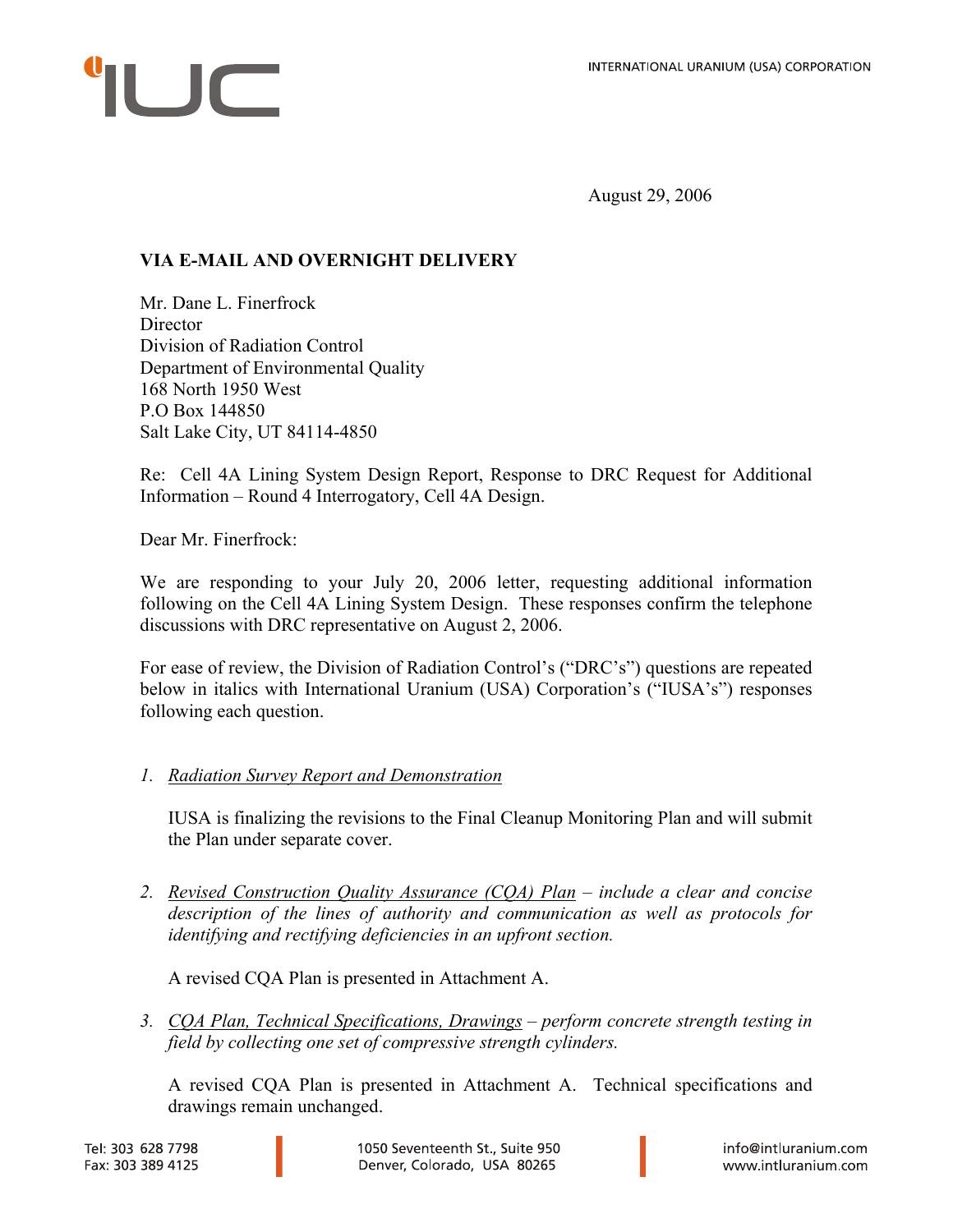IUC

INTERNATIONAL URANIUM (USA) CORPORATION

August 29, 2006

**VIA E-MAIL AND OVERNIGHT DELIVERY**

Mr. Dane L. Finerfrock
Director
Division of Radiation Control
Department of Environmental Quality
168 North 1950 West
P.O Box 144850
Salt Lake City, UT 84114-4850

Re: Cell 4A Lining System Design Report, Response to DRC Request for Additional Information – Round 4 Interrogatory, Cell 4A Design.

Dear Mr. Finerfrock:

We are responding to your July 20, 2006 letter, requesting additional information following on the Cell 4A Lining System Design. These responses confirm the telephone discussions with DRC representative on August 2, 2006.

For ease of review, the Division of Radiation Control's ("DRC's") questions are repeated below in italics with International Uranium (USA) Corporation's ("IUSA's") responses following each question.

1. *<u>Radiation Survey Report and Demonstration</u>*

   IUSA is finalizing the revisions to the Final Cleanup Monitoring Plan and will submit the Plan under separate cover.

2. *<u>Revised Construction Quality Assurance (CQA) Plan</u> – include a clear and concise description of the lines of authority and communication as well as protocols for identifying and rectifying deficiencies in an upfront section.*

   A revised CQA Plan is presented in Attachment A.

3. *<u>CQA Plan, Technical Specifications, Drawings</u> – perform concrete strength testing in field by collecting one set of compressive strength cylinders.*

   A revised CQA Plan is presented in Attachment A. Technical specifications and drawings remain unchanged.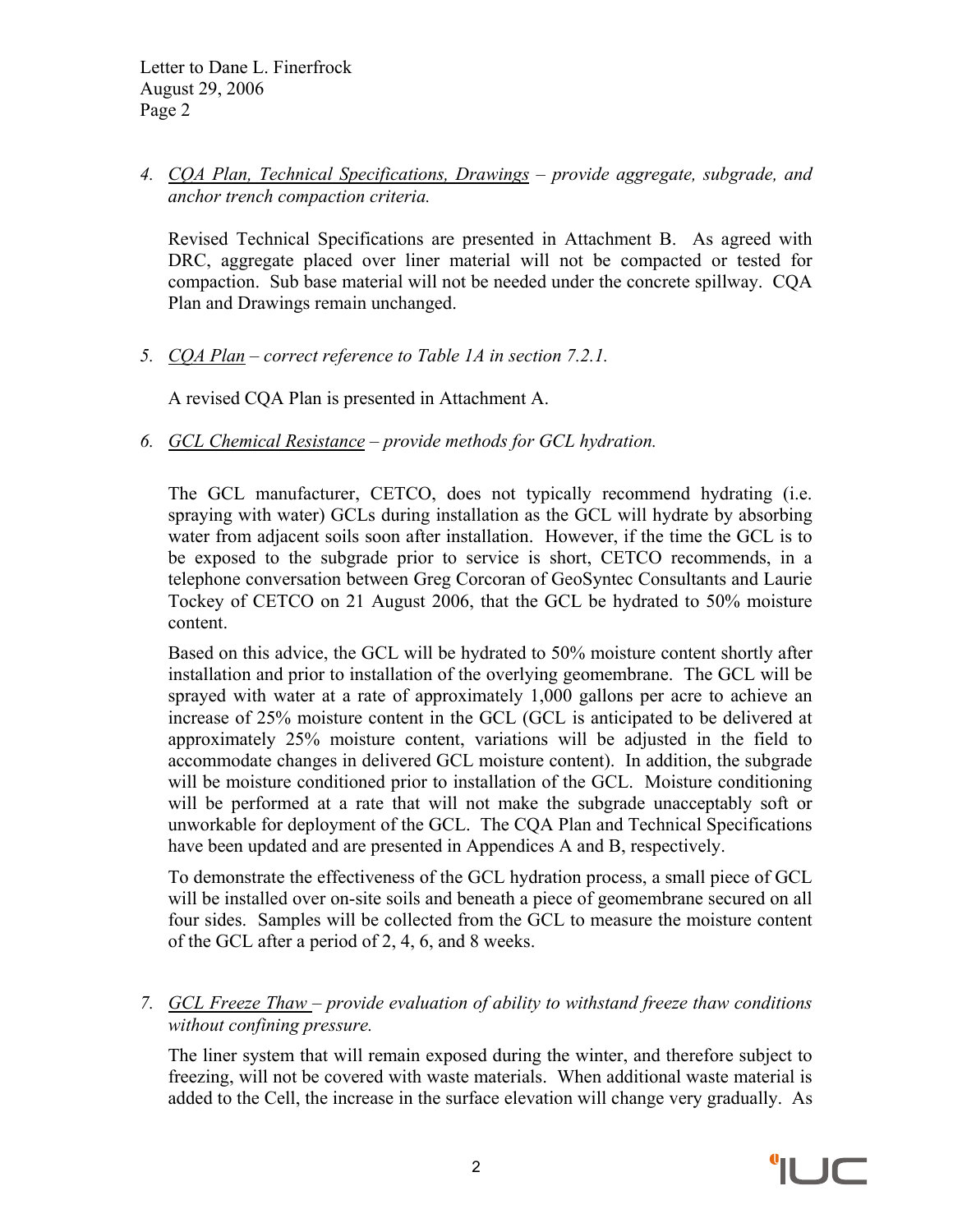4. *<u>CQA Plan, Technical Specifications, Drawings</u> – provide aggregate, subgrade, and anchor trench compaction criteria.*

   Revised Technical Specifications are presented in Attachment B. As agreed with DRC, aggregate placed over liner material will not be compacted or tested for compaction. Sub base material will not be needed under the concrete spillway. CQA Plan and Drawings remain unchanged.

5. *<u>CQA Plan</u> – correct reference to Table 1A in section 7.2.1.*

   A revised CQA Plan is presented in Attachment A.

6. *<u>GCL Chemical Resistance</u> – provide methods for GCL hydration.*

   The GCL manufacturer, CETCO, does not typically recommend hydrating (i.e. spraying with water) GCLs during installation as the GCL will hydrate by absorbing water from adjacent soils soon after installation. However, if the time the GCL is to be exposed to the subgrade prior to service is short, CETCO recommends, in a telephone conversation between Greg Corcoran of GeoSyntec Consultants and Laurie Tockey of CETCO on 21 August 2006, that the GCL be hydrated to 50% moisture content.

   Based on this advice, the GCL will be hydrated to 50% moisture content shortly after installation and prior to installation of the overlying geomembrane. The GCL will be sprayed with water at a rate of approximately 1,000 gallons per acre to achieve an increase of 25% moisture content in the GCL (GCL is anticipated to be delivered at approximately 25% moisture content, variations will be adjusted in the field to accommodate changes in delivered GCL moisture content). In addition, the subgrade will be moisture conditioned prior to installation of the GCL. Moisture conditioning will be performed at a rate that will not make the subgrade unacceptably soft or unworkable for deployment of the GCL. The CQA Plan and Technical Specifications have been updated and are presented in Appendices A and B, respectively.

   To demonstrate the effectiveness of the GCL hydration process, a small piece of GCL will be installed over on-site soils and beneath a piece of geomembrane secured on all four sides. Samples will be collected from the GCL to measure the moisture content of the GCL after a period of 2, 4, 6, and 8 weeks.

7. *<u>GCL Freeze Thaw</u> – provide evaluation of ability to withstand freeze thaw conditions without confining pressure.*

   The liner system that will remain exposed during the winter, and therefore subject to freezing, will not be covered with waste materials. When additional waste material is added to the Cell, the increase in the surface elevation will change very gradually. As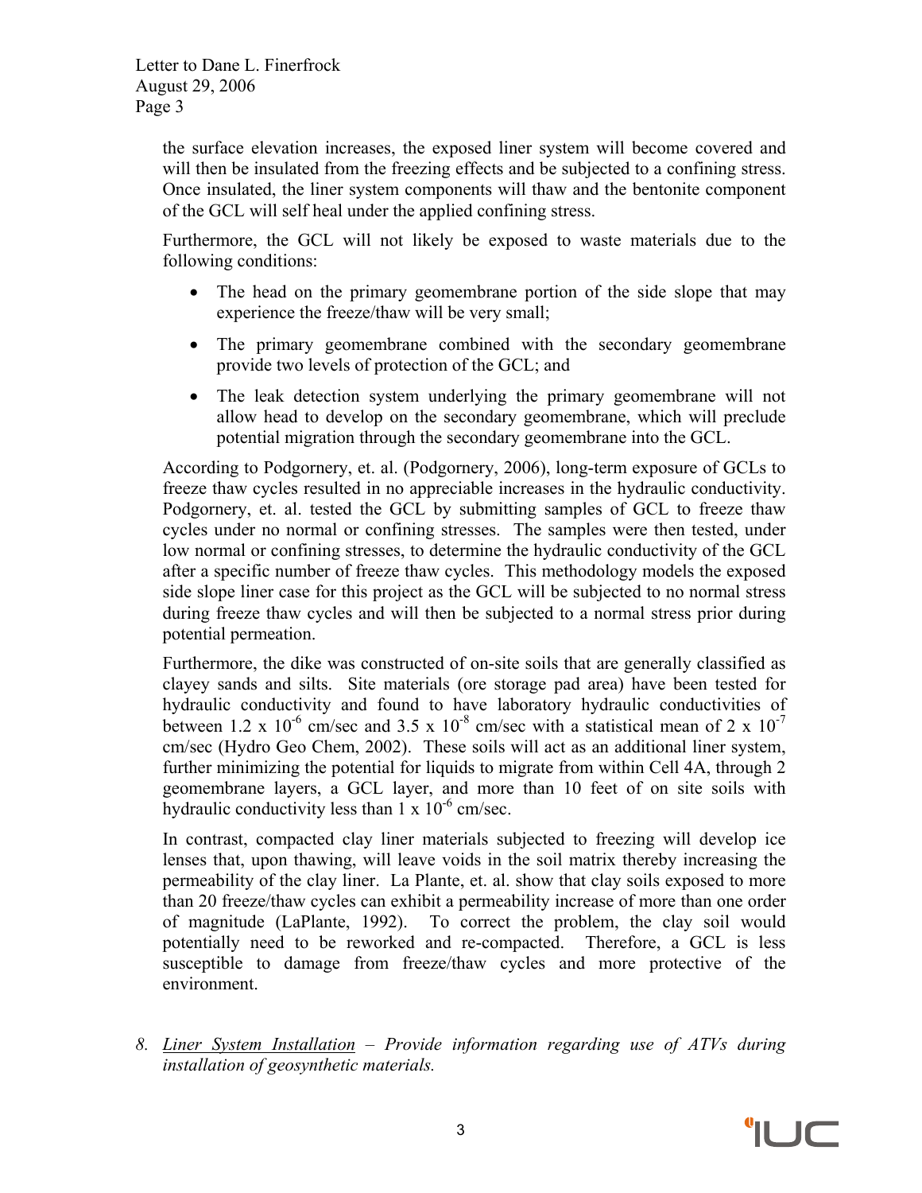the surface elevation increases, the exposed liner system will become covered and will then be insulated from the freezing effects and be subjected to a confining stress. Once insulated, the liner system components will thaw and the bentonite component of the GCL will self heal under the applied confining stress.

Furthermore, the GCL will not likely be exposed to waste materials due to the following conditions:

- The head on the primary geomembrane portion of the side slope that may experience the freeze/thaw will be very small;
- The primary geomembrane combined with the secondary geomembrane provide two levels of protection of the GCL; and
- The leak detection system underlying the primary geomembrane will not allow head to develop on the secondary geomembrane, which will preclude potential migration through the secondary geomembrane into the GCL.

According to Podgornery, et. al. (Podgornery, 2006), long-term exposure of GCLs to freeze thaw cycles resulted in no appreciable increases in the hydraulic conductivity. Podgornery, et. al. tested the GCL by submitting samples of GCL to freeze thaw cycles under no normal or confining stresses. The samples were then tested, under low normal or confining stresses, to determine the hydraulic conductivity of the GCL after a specific number of freeze thaw cycles. This methodology models the exposed side slope liner case for this project as the GCL will be subjected to no normal stress during freeze thaw cycles and will then be subjected to a normal stress prior during potential permeation.

Furthermore, the dike was constructed of on-site soils that are generally classified as clayey sands and silts. Site materials (ore storage pad area) have been tested for hydraulic conductivity and found to have laboratory hydraulic conductivities of between $1.2 \times 10^{-6}$ cm/sec and $3.5 \times 10^{-8}$ cm/sec with a statistical mean of $2 \times 10^{-7}$ cm/sec (Hydro Geo Chem, 2002). These soils will act as an additional liner system, further minimizing the potential for liquids to migrate from within Cell 4A, through 2 geomembrane layers, a GCL layer, and more than 10 feet of on site soils with hydraulic conductivity less than $1 \times 10^{-6}$ cm/sec.

In contrast, compacted clay liner materials subjected to freezing will develop ice lenses that, upon thawing, will leave voids in the soil matrix thereby increasing the permeability of the clay liner. La Plante, et. al. show that clay soils exposed to more than 20 freeze/thaw cycles can exhibit a permeability increase of more than one order of magnitude (LaPlante, 1992). To correct the problem, the clay soil would potentially need to be reworked and re-compacted. Therefore, a GCL is less susceptible to damage from freeze/thaw cycles and more protective of the environment.

8. *<u>Liner System Installation</u> – Provide information regarding use of ATVs during installation of geosynthetic materials.*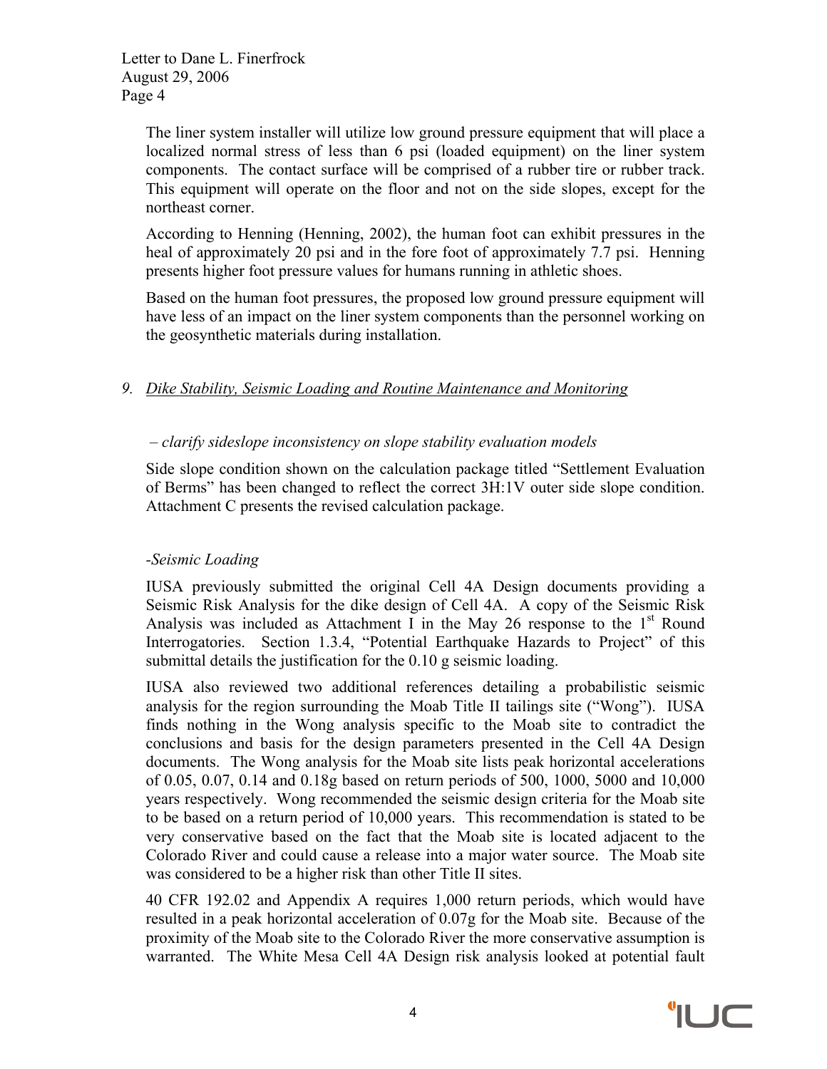The liner system installer will utilize low ground pressure equipment that will place a localized normal stress of less than 6 psi (loaded equipment) on the liner system components. The contact surface will be comprised of a rubber tire or rubber track. This equipment will operate on the floor and not on the side slopes, except for the northeast corner.

According to Henning (Henning, 2002), the human foot can exhibit pressures in the heal of approximately 20 psi and in the fore foot of approximately 7.7 psi. Henning presents higher foot pressure values for humans running in athletic shoes.

Based on the human foot pressures, the proposed low ground pressure equipment will have less of an impact on the liner system components than the personnel working on the geosynthetic materials during installation.

*9. Dike Stability, Seismic Loading and Routine Maintenance and Monitoring*

*– clarify sideslope inconsistency on slope stability evaluation models*

Side slope condition shown on the calculation package titled "Settlement Evaluation of Berms" has been changed to reflect the correct 3H:1V outer side slope condition. Attachment C presents the revised calculation package.

*-Seismic Loading*

IUSA previously submitted the original Cell 4A Design documents providing a Seismic Risk Analysis for the dike design of Cell 4A. A copy of the Seismic Risk Analysis was included as Attachment I in the May 26 response to the 1st Round Interrogatories. Section 1.3.4, "Potential Earthquake Hazards to Project" of this submittal details the justification for the 0.10 g seismic loading.

IUSA also reviewed two additional references detailing a probabilistic seismic analysis for the region surrounding the Moab Title II tailings site ("Wong"). IUSA finds nothing in the Wong analysis specific to the Moab site to contradict the conclusions and basis for the design parameters presented in the Cell 4A Design documents. The Wong analysis for the Moab site lists peak horizontal accelerations of 0.05, 0.07, 0.14 and 0.18g based on return periods of 500, 1000, 5000 and 10,000 years respectively. Wong recommended the seismic design criteria for the Moab site to be based on a return period of 10,000 years. This recommendation is stated to be very conservative based on the fact that the Moab site is located adjacent to the Colorado River and could cause a release into a major water source. The Moab site was considered to be a higher risk than other Title II sites.

40 CFR 192.02 and Appendix A requires 1,000 return periods, which would have resulted in a peak horizontal acceleration of 0.07g for the Moab site. Because of the proximity of the Moab site to the Colorado River the more conservative assumption is warranted. The White Mesa Cell 4A Design risk analysis looked at potential fault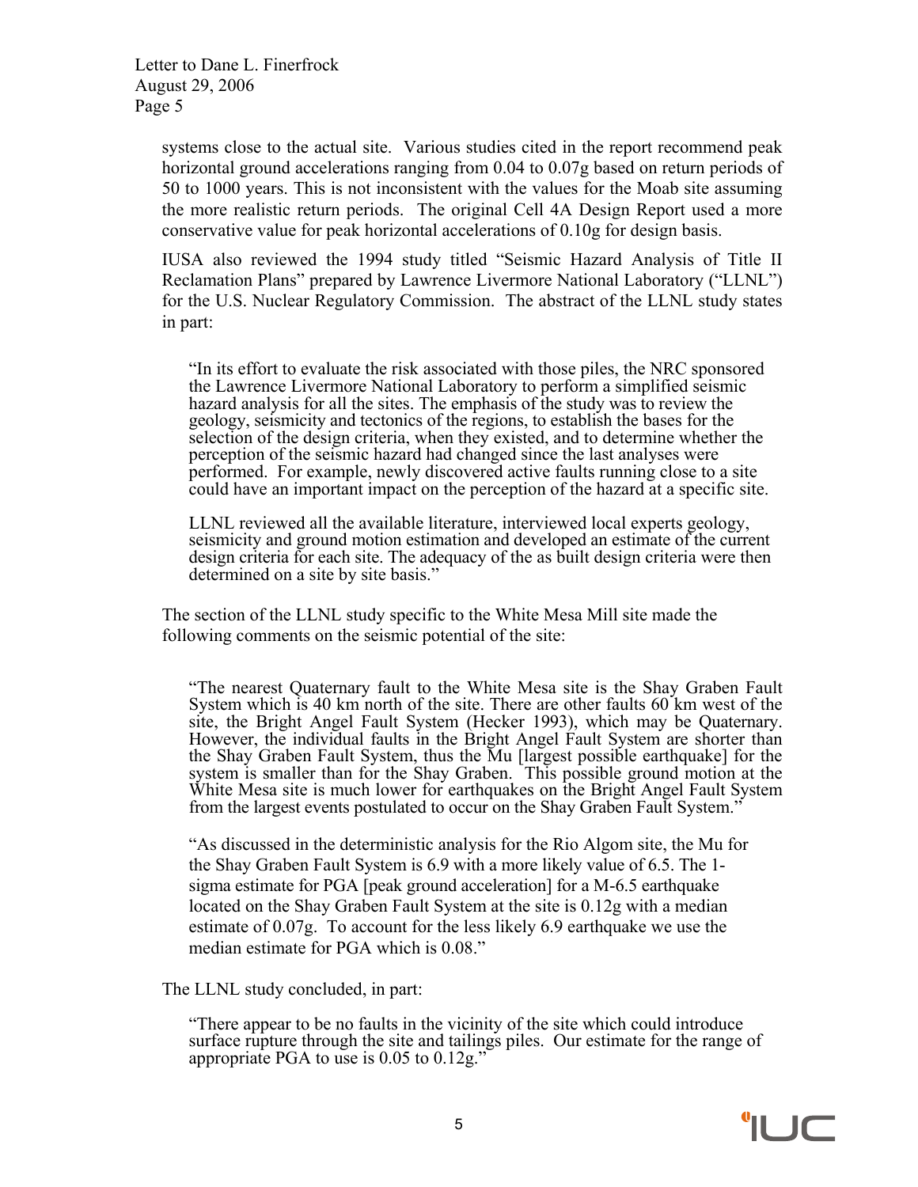systems close to the actual site. Various studies cited in the report recommend peak horizontal ground accelerations ranging from 0.04 to 0.07g based on return periods of 50 to 1000 years. This is not inconsistent with the values for the Moab site assuming the more realistic return periods. The original Cell 4A Design Report used a more conservative value for peak horizontal accelerations of 0.10g for design basis.

IUSA also reviewed the 1994 study titled "Seismic Hazard Analysis of Title II Reclamation Plans" prepared by Lawrence Livermore National Laboratory ("LLNL") for the U.S. Nuclear Regulatory Commission. The abstract of the LLNL study states in part:

> "In its effort to evaluate the risk associated with those piles, the NRC sponsored the Lawrence Livermore National Laboratory to perform a simplified seismic hazard analysis for all the sites. The emphasis of the study was to review the geology, seismicity and tectonics of the regions, to establish the bases for the selection of the design criteria, when they existed, and to determine whether the perception of the seismic hazard had changed since the last analyses were performed. For example, newly discovered active faults running close to a site could have an important impact on the perception of the hazard at a specific site.
>
> LLNL reviewed all the available literature, interviewed local experts geology, seismicity and ground motion estimation and developed an estimate of the current design criteria for each site. The adequacy of the as built design criteria were then determined on a site by site basis."

The section of the LLNL study specific to the White Mesa Mill site made the following comments on the seismic potential of the site:

> "The nearest Quaternary fault to the White Mesa site is the Shay Graben Fault System which is 40 km north of the site. There are other faults 60 km west of the site, the Bright Angel Fault System (Hecker 1993), which may be Quaternary. However, the individual faults in the Bright Angel Fault System are shorter than the Shay Graben Fault System, thus the Mu [largest possible earthquake] for the system is smaller than for the Shay Graben. This possible ground motion at the White Mesa site is much lower for earthquakes on the Bright Angel Fault System from the largest events postulated to occur on the Shay Graben Fault System."
>
> "As discussed in the deterministic analysis for the Rio Algom site, the Mu for the Shay Graben Fault System is 6.9 with a more likely value of 6.5. The 1-sigma estimate for PGA [peak ground acceleration] for a M-6.5 earthquake located on the Shay Graben Fault System at the site is 0.12g with a median estimate of 0.07g. To account for the less likely 6.9 earthquake we use the median estimate for PGA which is 0.08."

The LLNL study concluded, in part:

> "There appear to be no faults in the vicinity of the site which could introduce surface rupture through the site and tailings piles. Our estimate for the range of appropriate PGA to use is 0.05 to 0.12g."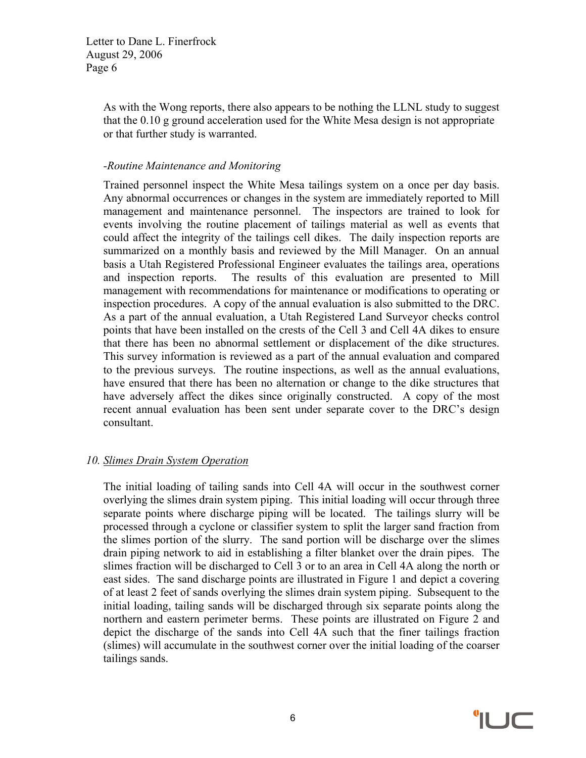As with the Wong reports, there also appears to be nothing the LLNL study to suggest that the 0.10 g ground acceleration used for the White Mesa design is not appropriate or that further study is warranted.

*-Routine Maintenance and Monitoring*

Trained personnel inspect the White Mesa tailings system on a once per day basis. Any abnormal occurrences or changes in the system are immediately reported to Mill management and maintenance personnel. The inspectors are trained to look for events involving the routine placement of tailings material as well as events that could affect the integrity of the tailings cell dikes. The daily inspection reports are summarized on a monthly basis and reviewed by the Mill Manager. On an annual basis a Utah Registered Professional Engineer evaluates the tailings area, operations and inspection reports. The results of this evaluation are presented to Mill management with recommendations for maintenance or modifications to operating or inspection procedures. A copy of the annual evaluation is also submitted to the DRC. As a part of the annual evaluation, a Utah Registered Land Surveyor checks control points that have been installed on the crests of the Cell 3 and Cell 4A dikes to ensure that there has been no abnormal settlement or displacement of the dike structures. This survey information is reviewed as a part of the annual evaluation and compared to the previous surveys. The routine inspections, as well as the annual evaluations, have ensured that there has been no alternation or change to the dike structures that have adversely affect the dikes since originally constructed. A copy of the most recent annual evaluation has been sent under separate cover to the DRC's design consultant.

*10. <u>Slimes Drain System Operation</u>*

The initial loading of tailing sands into Cell 4A will occur in the southwest corner overlying the slimes drain system piping. This initial loading will occur through three separate points where discharge piping will be located. The tailings slurry will be processed through a cyclone or classifier system to split the larger sand fraction from the slimes portion of the slurry. The sand portion will be discharge over the slimes drain piping network to aid in establishing a filter blanket over the drain pipes. The slimes fraction will be discharged to Cell 3 or to an area in Cell 4A along the north or east sides. The sand discharge points are illustrated in Figure 1 and depict a covering of at least 2 feet of sands overlying the slimes drain system piping. Subsequent to the initial loading, tailing sands will be discharged through six separate points along the northern and eastern perimeter berms. These points are illustrated on Figure 2 and depict the discharge of the sands into Cell 4A such that the finer tailings fraction (slimes) will accumulate in the southwest corner over the initial loading of the coarser tailings sands.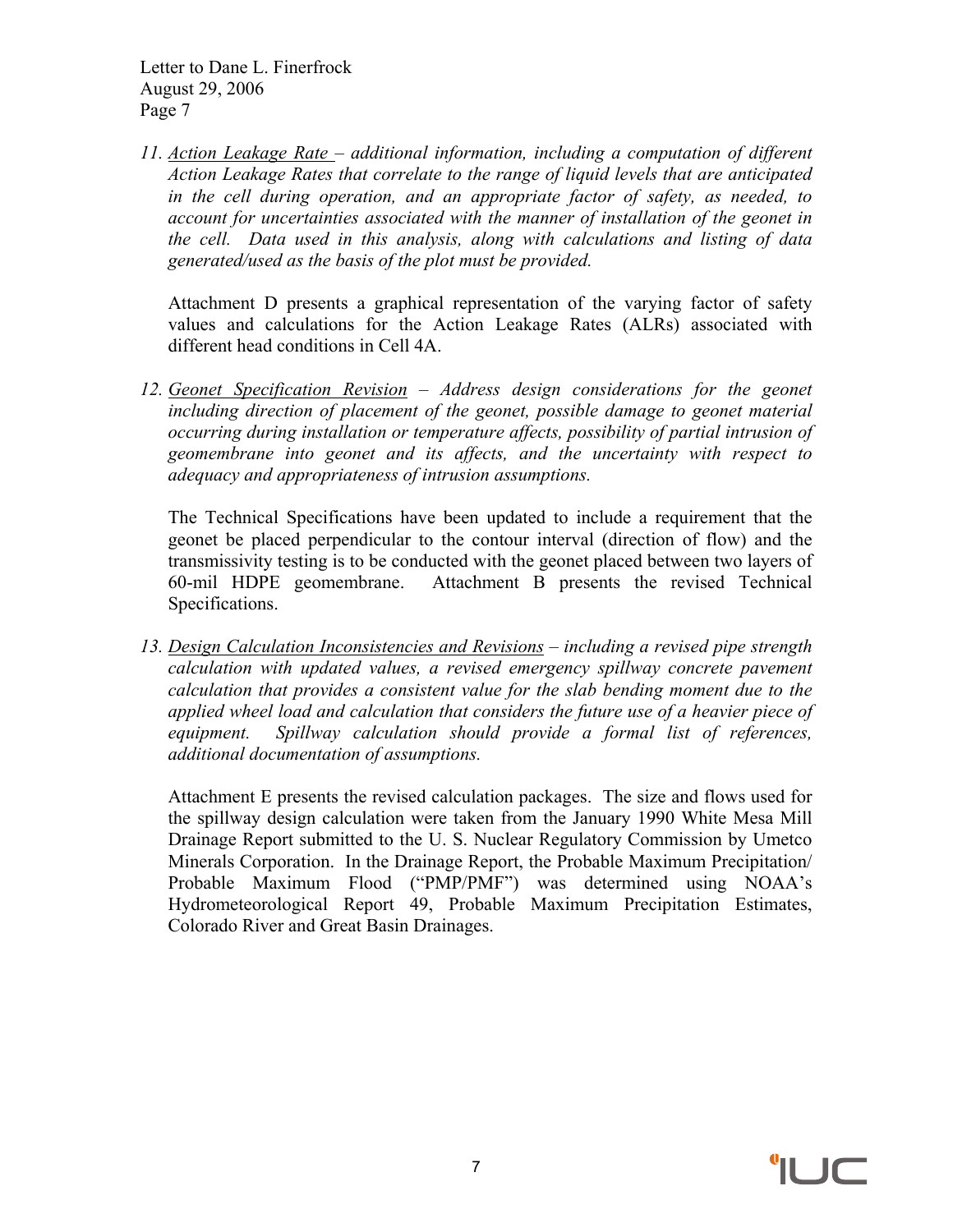11. _Action Leakage Rate_ – *additional information, including a computation of different Action Leakage Rates that correlate to the range of liquid levels that are anticipated in the cell during operation, and an appropriate factor of safety, as needed, to account for uncertainties associated with the manner of installation of the geonet in the cell. Data used in this analysis, along with calculations and listing of data generated/used as the basis of the plot must be provided.*

    Attachment D presents a graphical representation of the varying factor of safety values and calculations for the Action Leakage Rates (ALRs) associated with different head conditions in Cell 4A.

12. _Geonet Specification Revision_ – *Address design considerations for the geonet including direction of placement of the geonet, possible damage to geonet material occurring during installation or temperature affects, possibility of partial intrusion of geomembrane into geonet and its affects, and the uncertainty with respect to adequacy and appropriateness of intrusion assumptions.*

    The Technical Specifications have been updated to include a requirement that the geonet be placed perpendicular to the contour interval (direction of flow) and the transmissivity testing is to be conducted with the geonet placed between two layers of 60-mil HDPE geomembrane. Attachment B presents the revised Technical Specifications.

13. _Design Calculation Inconsistencies and Revisions_ – *including a revised pipe strength calculation with updated values, a revised emergency spillway concrete pavement calculation that provides a consistent value for the slab bending moment due to the applied wheel load and calculation that considers the future use of a heavier piece of equipment. Spillway calculation should provide a formal list of references, additional documentation of assumptions.*

    Attachment E presents the revised calculation packages. The size and flows used for the spillway design calculation were taken from the January 1990 White Mesa Mill Drainage Report submitted to the U. S. Nuclear Regulatory Commission by Umetco Minerals Corporation. In the Drainage Report, the Probable Maximum Precipitation/ Probable Maximum Flood ("PMP/PMF") was determined using NOAA's Hydrometeorological Report 49, Probable Maximum Precipitation Estimates, Colorado River and Great Basin Drainages.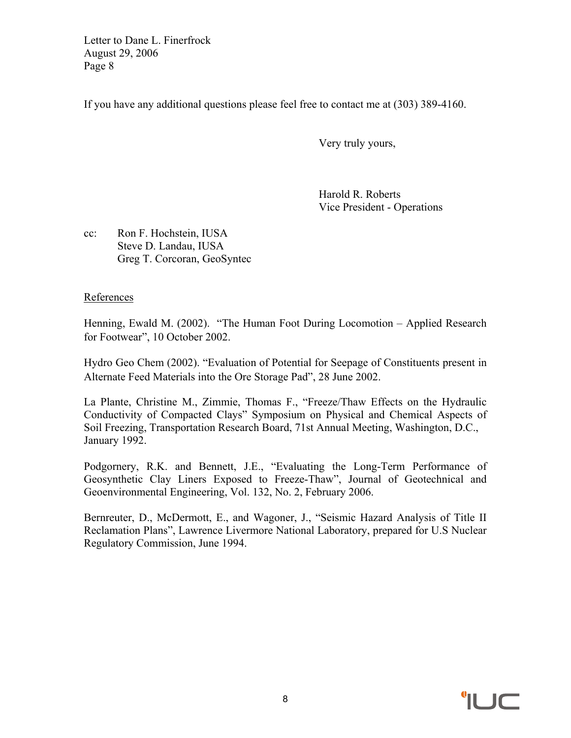If you have any additional questions please feel free to contact me at (303) 389-4160.

Very truly yours,

Harold R. Roberts
Vice President - Operations

cc: Ron F. Hochstein, IUSA
Steve D. Landau, IUSA
Greg T. Corcoran, GeoSyntec

References

Henning, Ewald M. (2002). "The Human Foot During Locomotion – Applied Research for Footwear", 10 October 2002.

Hydro Geo Chem (2002). "Evaluation of Potential for Seepage of Constituents present in Alternate Feed Materials into the Ore Storage Pad", 28 June 2002.

La Plante, Christine M., Zimmie, Thomas F., "Freeze/Thaw Effects on the Hydraulic Conductivity of Compacted Clays" Symposium on Physical and Chemical Aspects of Soil Freezing, Transportation Research Board, 71st Annual Meeting, Washington, D.C., January 1992.

Podgornery, R.K. and Bennett, J.E., "Evaluating the Long-Term Performance of Geosynthetic Clay Liners Exposed to Freeze-Thaw", Journal of Geotechnical and Geoenvironmental Engineering, Vol. 132, No. 2, February 2006.

Bernreuter, D., McDermott, E., and Wagoner, J., "Seismic Hazard Analysis of Title II Reclamation Plans", Lawrence Livermore National Laboratory, prepared for U.S Nuclear Regulatory Commission, June 1994.